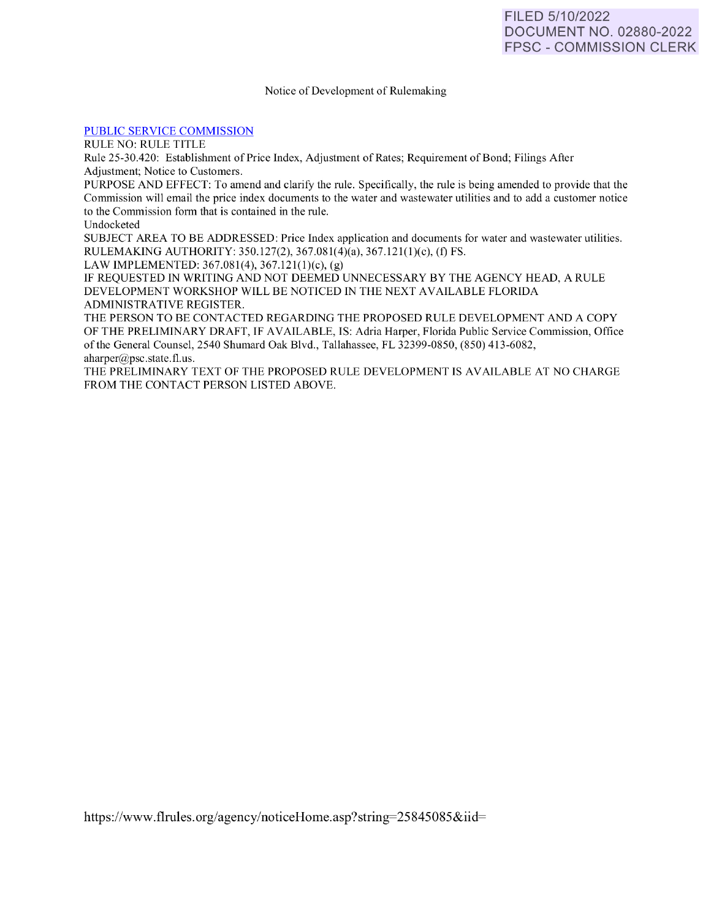FILED 5/10/2022
DOCUMENT NO. 02880-2022
FPSC - COMMISSION CLERK

Notice of Development of Rulemaking

PUBLIC SERVICE COMMISSION
RULE NO: RULE TITLE
Rule 25-30.420: Establishment of Price Index, Adjustment of Rates; Requirement of Bond; Filings After Adjustment; Notice to Customers.
PURPOSE AND EFFECT: To amend and clarify the rule. Specifically, the rule is being amended to provide that the Commission will email the price index documents to the water and wastewater utilities and to add a customer notice to the Commission form that is contained in the rule.
Undocketed
SUBJECT AREA TO BE ADDRESSED: Price Index application and documents for water and wastewater utilities.
RULEMAKING AUTHORITY: 350.127(2), 367.081(4)(a), 367.121(1)(c), (f) FS.
LAW IMPLEMENTED: 367.081(4), 367.121(1)(c), (g)
IF REQUESTED IN WRITING AND NOT DEEMED UNNECESSARY BY THE AGENCY HEAD, A RULE DEVELOPMENT WORKSHOP WILL BE NOTICED IN THE NEXT AVAILABLE FLORIDA ADMINISTRATIVE REGISTER.
THE PERSON TO BE CONTACTED REGARDING THE PROPOSED RULE DEVELOPMENT AND A COPY OF THE PRELIMINARY DRAFT, IF AVAILABLE, IS: Adria Harper, Florida Public Service Commission, Office of the General Counsel, 2540 Shumard Oak Blvd., Tallahassee, FL 32399-0850, (850) 413-6082, aharper@psc.state.fl.us.
THE PRELIMINARY TEXT OF THE PROPOSED RULE DEVELOPMENT IS AVAILABLE AT NO CHARGE FROM THE CONTACT PERSON LISTED ABOVE.

https://www.flrules.org/agency/noticeHome.asp?string=25845085&iid=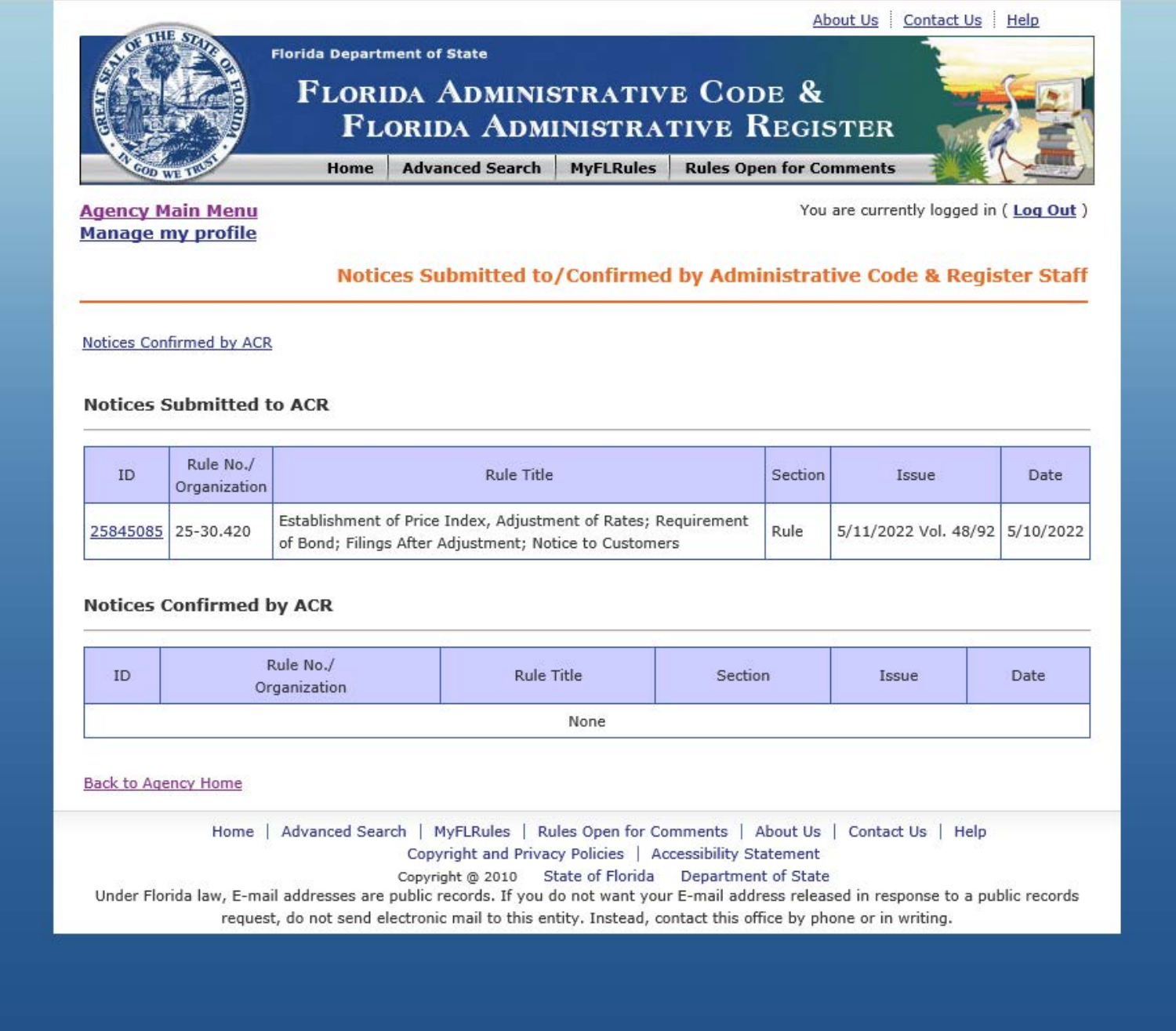About Us | Contact Us | Help

Florida Department of State

# Florida Administrative Code & Florida Administrative Register

Home | Advanced Search | MyFLRules | Rules Open for Comments

**Agency Main Menu**
**Manage my profile**

You are currently logged in ( **Log Out** )

## Notices Submitted to/Confirmed by Administrative Code & Register Staff

Notices Confirmed by ACR

### Notices Submitted to ACR

| ID | Rule No./ Organization | Rule Title | Section | Issue | Date |
|---|---|---|---|---|---|
| 25845085 | 25-30.420 | Establishment of Price Index, Adjustment of Rates; Requirement of Bond; Filings After Adjustment; Notice to Customers | Rule | 5/11/2022 Vol. 48/92 | 5/10/2022 |

### Notices Confirmed by ACR

| ID | Rule No./ Organization | Rule Title | Section | Issue | Date |
|---|---|---|---|---|---|
| None | | | | | |

Back to Agency Home

Home | Advanced Search | MyFLRules | Rules Open for Comments | About Us | Contact Us | Help
Copyright and Privacy Policies | Accessibility Statement
Copyright @ 2010 State of Florida Department of State
Under Florida law, E-mail addresses are public records. If you do not want your E-mail address released in response to a public records request, do not send electronic mail to this entity. Instead, contact this office by phone or in writing.